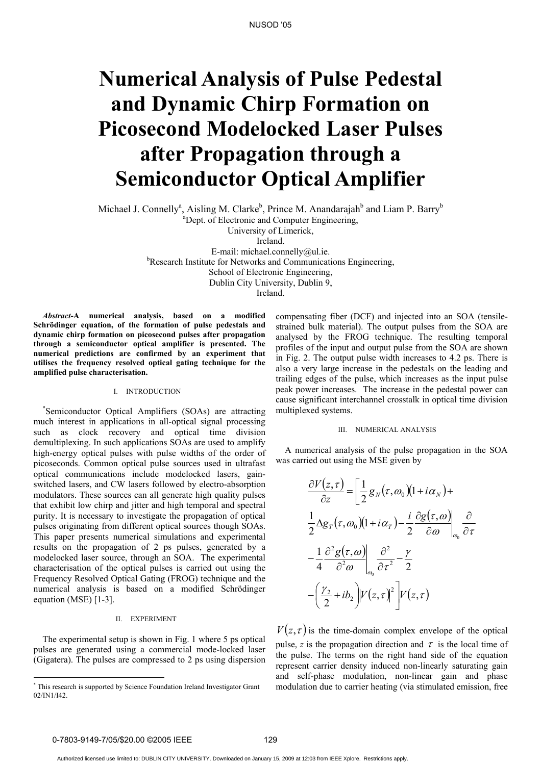# Numerical Analysis of Pulse Pedestal and Dynamic Chirp Formation on Picosecond Modelocked Laser Pulses after Propagation through a Semiconductor Optical Amplifier

Michael J. Connelly[a], Aisling M. Clarke[b], Prince M. Anandarajah[b] and Liam P. Barry[b]

[a]Dept. of Electronic and Computer Engineering,
University of Limerick,
Ireland.
E-mail: michael.connelly@ul.ie.

[b]Research Institute for Networks and Communications Engineering,
School of Electronic Engineering,
Dublin City University, Dublin 9,
Ireland.

***Abstract*-A numerical analysis, based on a modified Schrödinger equation, of the formation of pulse pedestals and dynamic chirp formation on picosecond pulses after propagation through a semiconductor optical amplifier is presented. The numerical predictions are confirmed by an experiment that utilises the frequency resolved optical gating technique for the amplified pulse characterisation.**

## I. Introduction

[*]Semiconductor Optical Amplifiers (SOAs) are attracting much interest in applications in all-optical signal processing such as clock recovery and optical time division demultiplexing. In such applications SOAs are used to amplify high-energy optical pulses with pulse widths of the order of picoseconds. Common optical pulse sources used in ultrafast optical communications include modelocked lasers, gain-switched lasers, and CW lasers followed by electro-absorption modulators. These sources can all generate high quality pulses that exhibit low chirp and jitter and high temporal and spectral purity. It is necessary to investigate the propagation of optical pulses originating from different optical sources though SOAs. This paper presents numerical simulations and experimental results on the propagation of 2 ps pulses, generated by a modelocked laser source, through an SOA. The experimental characterisation of the optical pulses is carried out using the Frequency Resolved Optical Gating (FROG) technique and the numerical analysis is based on a modified Schrödinger equation (MSE) [1-3].

## II. Experiment

The experimental setup is shown in Fig. 1 where 5 ps optical pulses are generated using a commercial mode-locked laser (Gigatera). The pulses are compressed to 2 ps using dispersion compensating fiber (DCF) and injected into an SOA (tensile-strained bulk material). The output pulses from the SOA are analysed by the FROG technique. The resulting temporal profiles of the input and output pulse from the SOA are shown in Fig. 2. The output pulse width increases to 4.2 ps. There is also a very large increase in the pedestals on the leading and trailing edges of the pulse, which increases as the input pulse peak power increases. The increase in the pedestal power can cause significant interchannel crosstalk in optical time division multiplexed systems.

## III. Numerical Analysis

A numerical analysis of the pulse propagation in the SOA was carried out using the MSE given by

$$
\begin{aligned}
\frac{\partial V(z,\tau)}{\partial z} = \Bigg[ & \frac{1}{2} g_N(\tau,\omega_0)(1+i\alpha_N) + \\
& \frac{1}{2}\Delta g_T(\tau,\omega_0)(1+i\alpha_T) - \frac{i}{2}\left.\frac{\partial g(\tau,\omega)}{\partial \omega}\right|_{\omega_0}\frac{\partial}{\partial \tau} \\
& - \frac{1}{4}\left.\frac{\partial^2 g(\tau,\omega)}{\partial^2 \omega}\right|_{\omega_0}\frac{\partial^2}{\partial \tau^2} - \frac{\gamma}{2} \\
& - \left(\frac{\gamma_2}{2} + ib_2\right)|V(z,\tau)|^2 \Bigg] V(z,\tau)
\end{aligned}
$$

$V(z,\tau)$ is the time-domain complex envelope of the optical pulse, $z$ is the propagation direction and $\tau$ is the local time of the pulse. The terms on the right hand side of the equation represent carrier density induced non-linearly saturating gain and self-phase modulation, non-linear gain and phase modulation due to carrier heating (via stimulated emission, free

[*] This research is supported by Science Foundation Ireland Investigator Grant 02/IN1/I42.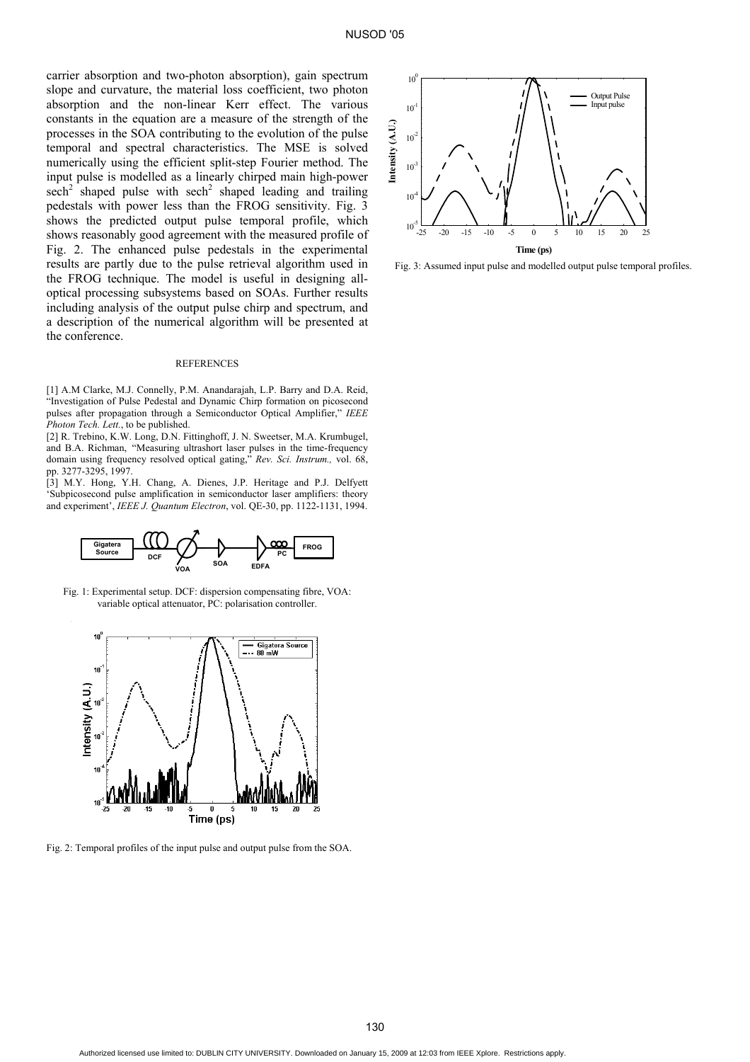carrier absorption and two-photon absorption), gain spectrum slope and curvature, the material loss coefficient, two photon absorption and the non-linear Kerr effect. The various constants in the equation are a measure of the strength of the processes in the SOA contributing to the evolution of the pulse temporal and spectral characteristics. The MSE is solved numerically using the efficient split-step Fourier method. The input pulse is modelled as a linearly chirped main high-power $\text{sech}^2$ shaped pulse with $\text{sech}^2$ shaped leading and trailing pedestals with power less than the FROG sensitivity. Fig. 3 shows the predicted output pulse temporal profile, which shows reasonably good agreement with the measured profile of Fig. 2. The enhanced pulse pedestals in the experimental results are partly due to the pulse retrieval algorithm used in the FROG technique. The model is useful in designing all-optical processing subsystems based on SOAs. Further results including analysis of the output pulse chirp and spectrum, and a description of the numerical algorithm will be presented at the conference.

## REFERENCES

[1] A.M Clarke, M.J. Connelly, P.M. Anandarajah, L.P. Barry and D.A. Reid, "Investigation of Pulse Pedestal and Dynamic Chirp formation on picosecond pulses after propagation through a Semiconductor Optical Amplifier," *IEEE Photon Tech. Lett.*, to be published.

[2] R. Trebino, K.W. Long, D.N. Fittinghoff, J. N. Sweetser, M.A. Krumbugel, and B.A. Richman, "Measuring ultrashort laser pulses in the time-frequency domain using frequency resolved optical gating," *Rev. Sci. Instrum.,* vol. 68, pp. 3277-3295, 1997.

[3] M.Y. Hong, Y.H. Chang, A. Dienes, J.P. Heritage and P.J. Delfyett 'Subpicosecond pulse amplification in semiconductor laser amplifiers: theory and experiment', *IEEE J. Quantum Electron*, vol. QE-30, pp. 1122-1131, 1994.

Gigatera Source
DCF
VOA
SOA
EDFA
PC
FROG

Fig. 1: Experimental setup. DCF: dispersion compensating fibre, VOA: variable optical attenuator, PC: polarisation controller.

Intensity (A.U.)
Time (ps)
Gigatera Source
80 mW

Fig. 2: Temporal profiles of the input pulse and output pulse from the SOA.

Intensity (A.U.)
Time (ps)
Output Pulse
Input pulse

Fig. 3: Assumed input pulse and modelled output pulse temporal profiles.